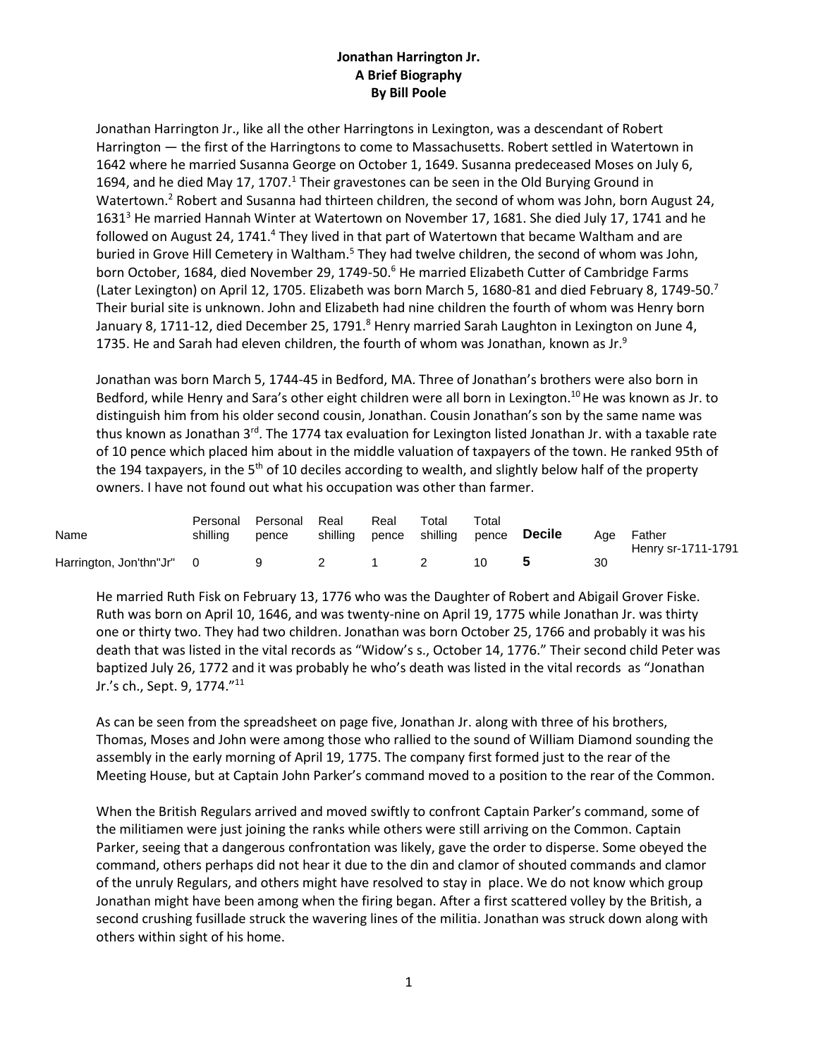**Jonathan Harrington Jr.**
**A Brief Biography**
**By Bill Poole**

Jonathan Harrington Jr., like all the other Harringtons in Lexington, was a descendant of Robert Harrington — the first of the Harringtons to come to Massachusetts. Robert settled in Watertown in 1642 where he married Susanna George on October 1, 1649. Susanna predeceased Moses on July 6, 1694, and he died May 17, 1707.[1] Their gravestones can be seen in the Old Burying Ground in Watertown.[2] Robert and Susanna had thirteen children, the second of whom was John, born August 24, 1631[3] He married Hannah Winter at Watertown on November 17, 1681. She died July 17, 1741 and he followed on August 24, 1741.[4] They lived in that part of Watertown that became Waltham and are buried in Grove Hill Cemetery in Waltham.[5] They had twelve children, the second of whom was John, born October, 1684, died November 29, 1749-50.[6] He married Elizabeth Cutter of Cambridge Farms (Later Lexington) on April 12, 1705. Elizabeth was born March 5, 1680-81 and died February 8, 1749-50.[7] Their burial site is unknown. John and Elizabeth had nine children the fourth of whom was Henry born January 8, 1711-12, died December 25, 1791.[8] Henry married Sarah Laughton in Lexington on June 4, 1735. He and Sarah had eleven children, the fourth of whom was Jonathan, known as Jr.[9]

Jonathan was born March 5, 1744-45 in Bedford, MA. Three of Jonathan's brothers were also born in Bedford, while Henry and Sara's other eight children were all born in Lexington.[10] He was known as Jr. to distinguish him from his older second cousin, Jonathan. Cousin Jonathan's son by the same name was thus known as Jonathan 3rd. The 1774 tax evaluation for Lexington listed Jonathan Jr. with a taxable rate of 10 pence which placed him about in the middle valuation of taxpayers of the town. He ranked 95th of the 194 taxpayers, in the 5th of 10 deciles according to wealth, and slightly below half of the property owners. I have not found out what his occupation was other than farmer.

| Name | Personal shilling | Personal pence | Real shilling | Real pence | Total shilling | Total pence | **Decile** | Age | Father |
|---|---|---|---|---|---|---|---|---|---|
| Harrington, Jon'thn"Jr" | 0 | 9 | 2 | 1 | 2 | 10 | **5** | 30 | Henry sr-1711-1791 |

He married Ruth Fisk on February 13, 1776 who was the Daughter of Robert and Abigail Grover Fiske. Ruth was born on April 10, 1646, and was twenty-nine on April 19, 1775 while Jonathan Jr. was thirty one or thirty two. They had two children. Jonathan was born October 25, 1766 and probably it was his death that was listed in the vital records as "Widow's s., October 14, 1776." Their second child Peter was baptized July 26, 1772 and it was probably he who's death was listed in the vital records as "Jonathan Jr.'s ch., Sept. 9, 1774."[11]

As can be seen from the spreadsheet on page five, Jonathan Jr. along with three of his brothers, Thomas, Moses and John were among those who rallied to the sound of William Diamond sounding the assembly in the early morning of April 19, 1775. The company first formed just to the rear of the Meeting House, but at Captain John Parker's command moved to a position to the rear of the Common.

When the British Regulars arrived and moved swiftly to confront Captain Parker's command, some of the militiamen were just joining the ranks while others were still arriving on the Common. Captain Parker, seeing that a dangerous confrontation was likely, gave the order to disperse. Some obeyed the command, others perhaps did not hear it due to the din and clamor of shouted commands and clamor of the unruly Regulars, and others might have resolved to stay in place. We do not know which group Jonathan might have been among when the firing began. After a first scattered volley by the British, a second crushing fusillade struck the wavering lines of the militia. Jonathan was struck down along with others within sight of his home.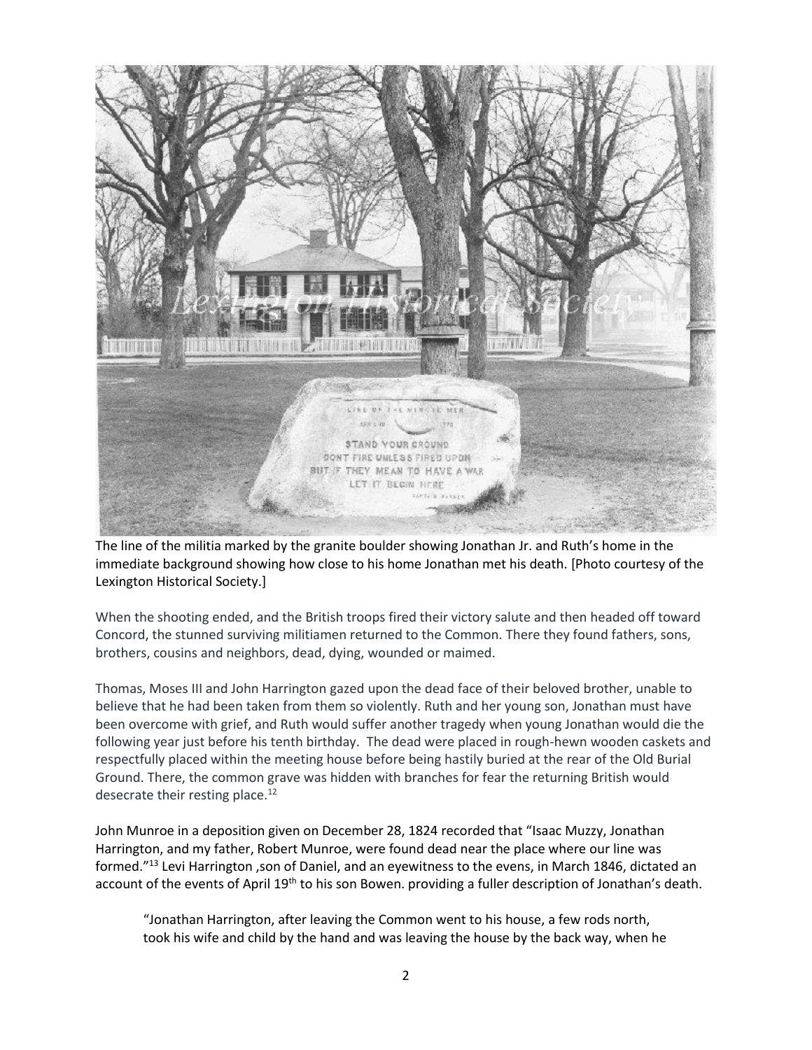The line of the militia marked by the granite boulder showing Jonathan Jr. and Ruth's home in the immediate background showing how close to his home Jonathan met his death. [Photo courtesy of the Lexington Historical Society.]

When the shooting ended, and the British troops fired their victory salute and then headed off toward Concord, the stunned surviving militiamen returned to the Common. There they found fathers, sons, brothers, cousins and neighbors, dead, dying, wounded or maimed.

Thomas, Moses III and John Harrington gazed upon the dead face of their beloved brother, unable to believe that he had been taken from them so violently. Ruth and her young son, Jonathan must have been overcome with grief, and Ruth would suffer another tragedy when young Jonathan would die the following year just before his tenth birthday. The dead were placed in rough-hewn wooden caskets and respectfully placed within the meeting house before being hastily buried at the rear of the Old Burial Ground. There, the common grave was hidden with branches for fear the returning British would desecrate their resting place.[12]

John Munroe in a deposition given on December 28, 1824 recorded that "Isaac Muzzy, Jonathan Harrington, and my father, Robert Munroe, were found dead near the place where our line was formed."[13] Levi Harrington ,son of Daniel, and an eyewitness to the evens, in March 1846, dictated an account of the events of April 19[th] to his son Bowen. providing a fuller description of Jonathan's death.

> "Jonathan Harrington, after leaving the Common went to his house, a few rods north, took his wife and child by the hand and was leaving the house by the back way, when he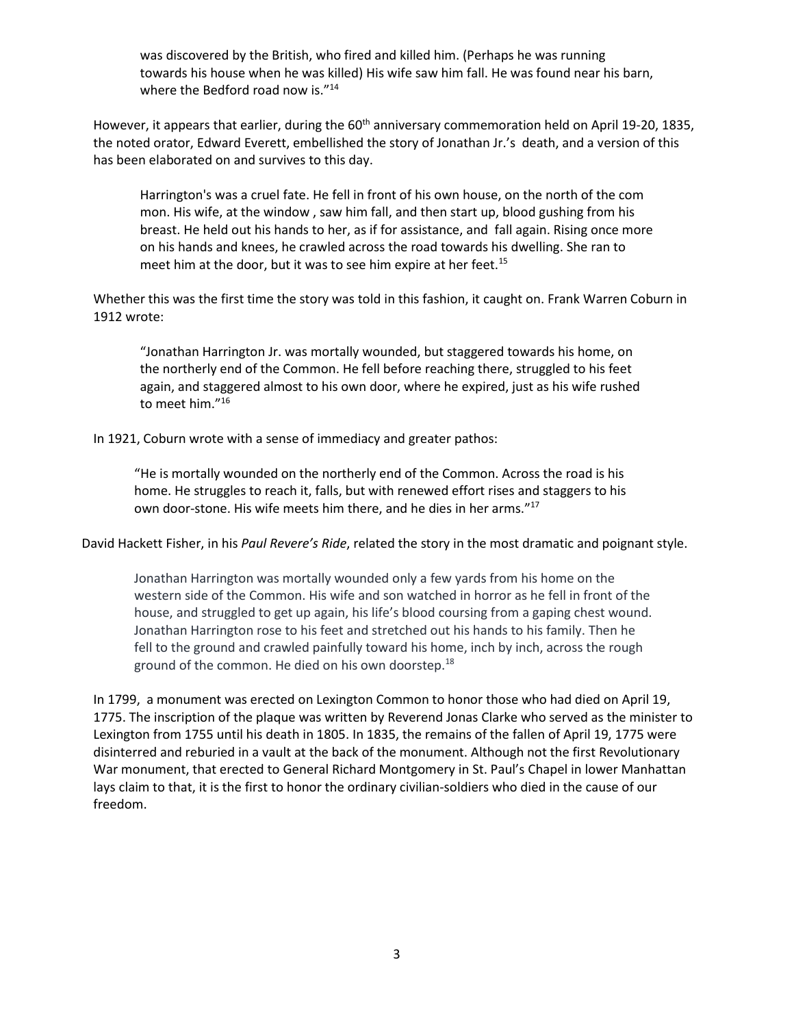> was discovered by the British, who fired and killed him. (Perhaps he was running towards his house when he was killed) His wife saw him fall. He was found near his barn, where the Bedford road now is."[14]

However, it appears that earlier, during the 60th anniversary commemoration held on April 19-20, 1835, the noted orator, Edward Everett, embellished the story of Jonathan Jr.'s death, and a version of this has been elaborated on and survives to this day.

> Harrington's was a cruel fate. He fell in front of his own house, on the north of the com mon. His wife, at the window , saw him fall, and then start up, blood gushing from his breast. He held out his hands to her, as if for assistance, and fall again. Rising once more on his hands and knees, he crawled across the road towards his dwelling. She ran to meet him at the door, but it was to see him expire at her feet.[15]

Whether this was the first time the story was told in this fashion, it caught on. Frank Warren Coburn in 1912 wrote:

> "Jonathan Harrington Jr. was mortally wounded, but staggered towards his home, on the northerly end of the Common. He fell before reaching there, struggled to his feet again, and staggered almost to his own door, where he expired, just as his wife rushed to meet him."[16]

In 1921, Coburn wrote with a sense of immediacy and greater pathos:

> "He is mortally wounded on the northerly end of the Common. Across the road is his home. He struggles to reach it, falls, but with renewed effort rises and staggers to his own door-stone. His wife meets him there, and he dies in her arms."[17]

David Hackett Fisher, in his *Paul Revere's Ride*, related the story in the most dramatic and poignant style.

> Jonathan Harrington was mortally wounded only a few yards from his home on the western side of the Common. His wife and son watched in horror as he fell in front of the house, and struggled to get up again, his life's blood coursing from a gaping chest wound. Jonathan Harrington rose to his feet and stretched out his hands to his family. Then he fell to the ground and crawled painfully toward his home, inch by inch, across the rough ground of the common. He died on his own doorstep.[18]

In 1799, a monument was erected on Lexington Common to honor those who had died on April 19, 1775. The inscription of the plaque was written by Reverend Jonas Clarke who served as the minister to Lexington from 1755 until his death in 1805. In 1835, the remains of the fallen of April 19, 1775 were disinterred and reburied in a vault at the back of the monument. Although not the first Revolutionary War monument, that erected to General Richard Montgomery in St. Paul's Chapel in lower Manhattan lays claim to that, it is the first to honor the ordinary civilian-soldiers who died in the cause of our freedom.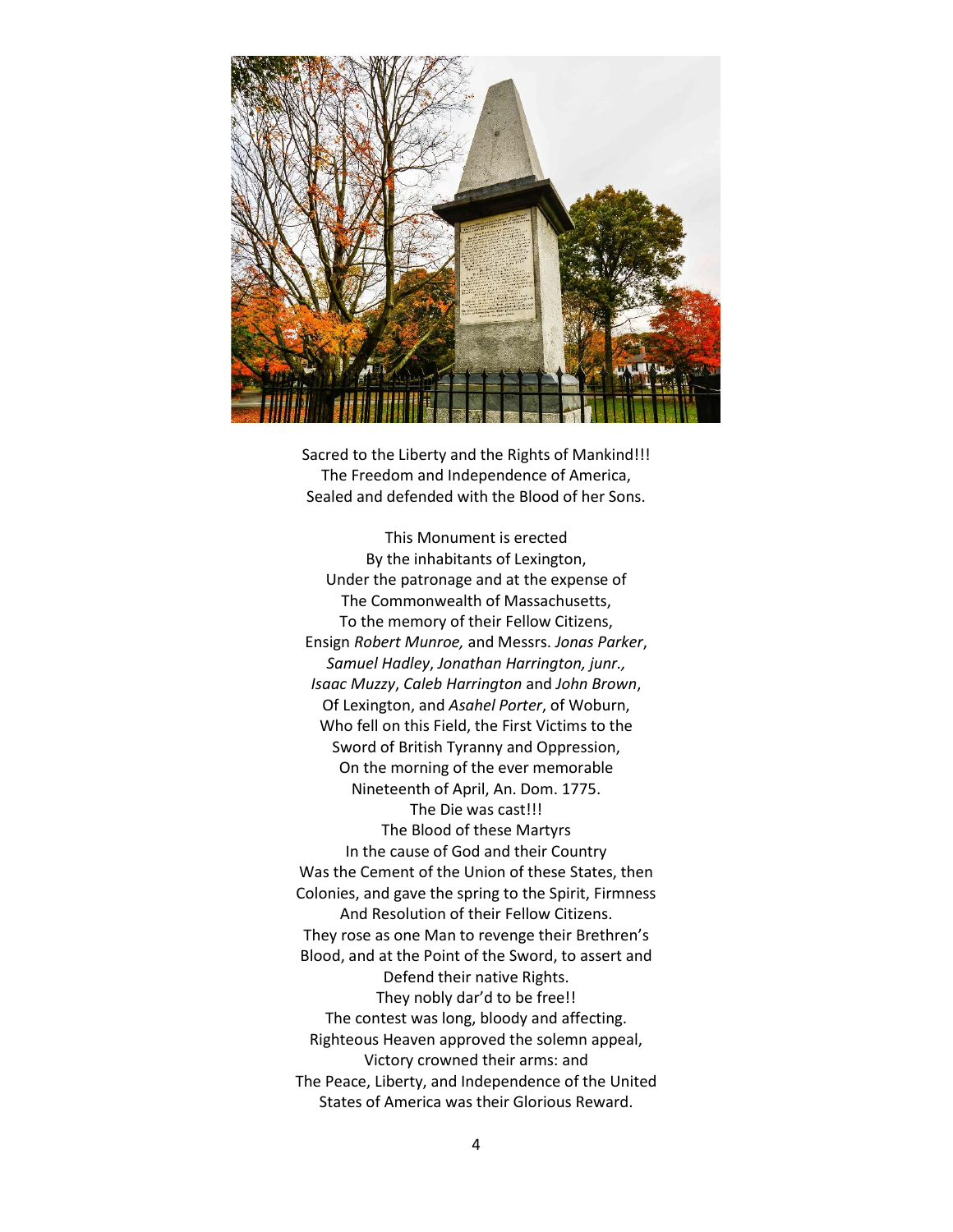Sacred to the Liberty and the Rights of Mankind!!!
The Freedom and Independence of America,
Sealed and defended with the Blood of her Sons.

This Monument is erected
By the inhabitants of Lexington,
Under the patronage and at the expense of
The Commonwealth of Massachusetts,
To the memory of their Fellow Citizens,
Ensign *Robert Munroe,* and Messrs. *Jonas Parker*,
*Samuel Hadley*, *Jonathan Harrington, junr.,*
*Isaac Muzzy*, *Caleb Harrington* and *John Brown*,
Of Lexington, and *Asahel Porter*, of Woburn,
Who fell on this Field, the First Victims to the
Sword of British Tyranny and Oppression,
On the morning of the ever memorable
Nineteenth of April, An. Dom. 1775.
The Die was cast!!!
The Blood of these Martyrs
In the cause of God and their Country
Was the Cement of the Union of these States, then
Colonies, and gave the spring to the Spirit, Firmness
And Resolution of their Fellow Citizens.
They rose as one Man to revenge their Brethren's
Blood, and at the Point of the Sword, to assert and
Defend their native Rights.
They nobly dar'd to be free!!
The contest was long, bloody and affecting.
Righteous Heaven approved the solemn appeal,
Victory crowned their arms: and
The Peace, Liberty, and Independence of the United
States of America was their Glorious Reward.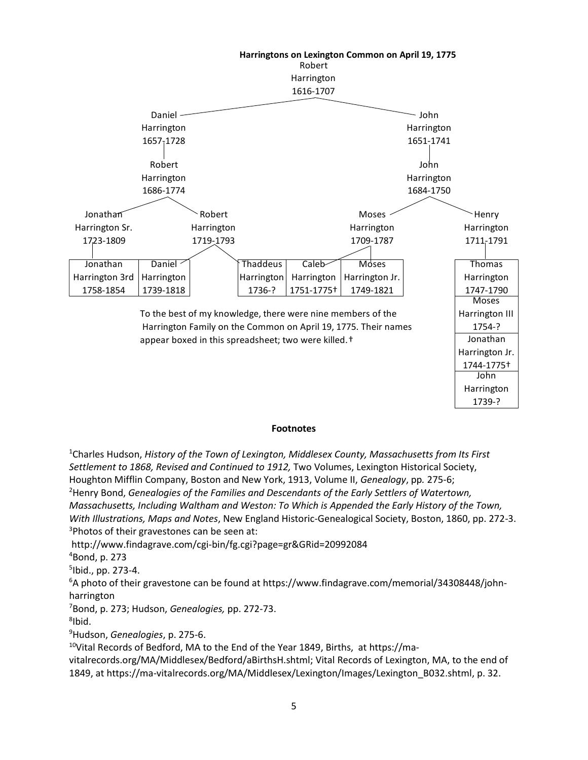**Harringtons on Lexington Common on April 19, 1775**

Robert Harrington 1616-1707

Daniel Harrington 1657-1728

John Harrington 1651-1741

Robert Harrington 1686-1774

John Harrington 1684-1750

Jonathan Harrington Sr. 1723-1809

Robert Harrington 1719-1793

Moses Harrington 1709-1787

Henry Harrington 1711-1791

| | | | | |
|---|---|---|---|---|
| Jonathan Harrington 3rd 1758-1854 | Daniel Harrington 1739-1818 | Thaddeus Harrington 1736-? | Caleb Harrington 1751-1775† | Moses Harrington Jr. 1749-1821 |

| |
|---|
| Thomas Harrington 1747-1790 |
| Moses Harrington III 1754-? |
| Jonathan Harrington Jr. 1744-1775† |
| John Harrington 1739-? |

To the best of my knowledge, there were nine members of the Harrington Family on the Common on April 19, 1775. Their names appear boxed in this spreadsheet; two were killed.†

**Footnotes**

[1]Charles Hudson, *History of the Town of Lexington, Middlesex County, Massachusetts from Its First Settlement to 1868, Revised and Continued to 1912,* Two Volumes, Lexington Historical Society, Houghton Mifflin Company, Boston and New York, 1913, Volume II, *Genealogy*, pp. 275-6;

[2]Henry Bond, *Genealogies of the Families and Descendants of the Early Settlers of Watertown, Massachusetts, Including Waltham and Weston: To Which is Appended the Early History of the Town, With Illustrations, Maps and Notes*, New England Historic-Genealogical Society, Boston, 1860, pp. 272-3.

[3]Photos of their gravestones can be seen at: http://www.findagrave.com/cgi-bin/fg.cgi?page=gr&GRid=20992084

[4]Bond, p. 273

[5]Ibid., pp. 273-4.

[6]A photo of their gravestone can be found at https://www.findagrave.com/memorial/34308448/john-harrington

[7]Bond, p. 273; Hudson, *Genealogies,* pp. 272-73.

[8]Ibid.

[9]Hudson, *Genealogies*, p. 275-6.

[10]Vital Records of Bedford, MA to the End of the Year 1849, Births, at https://ma-vitalrecords.org/MA/Middlesex/Bedford/aBirthsH.shtml; Vital Records of Lexington, MA, to the end of 1849, at https://ma-vitalrecords.org/MA/Middlesex/Lexington/Images/Lexington_B032.shtml, p. 32.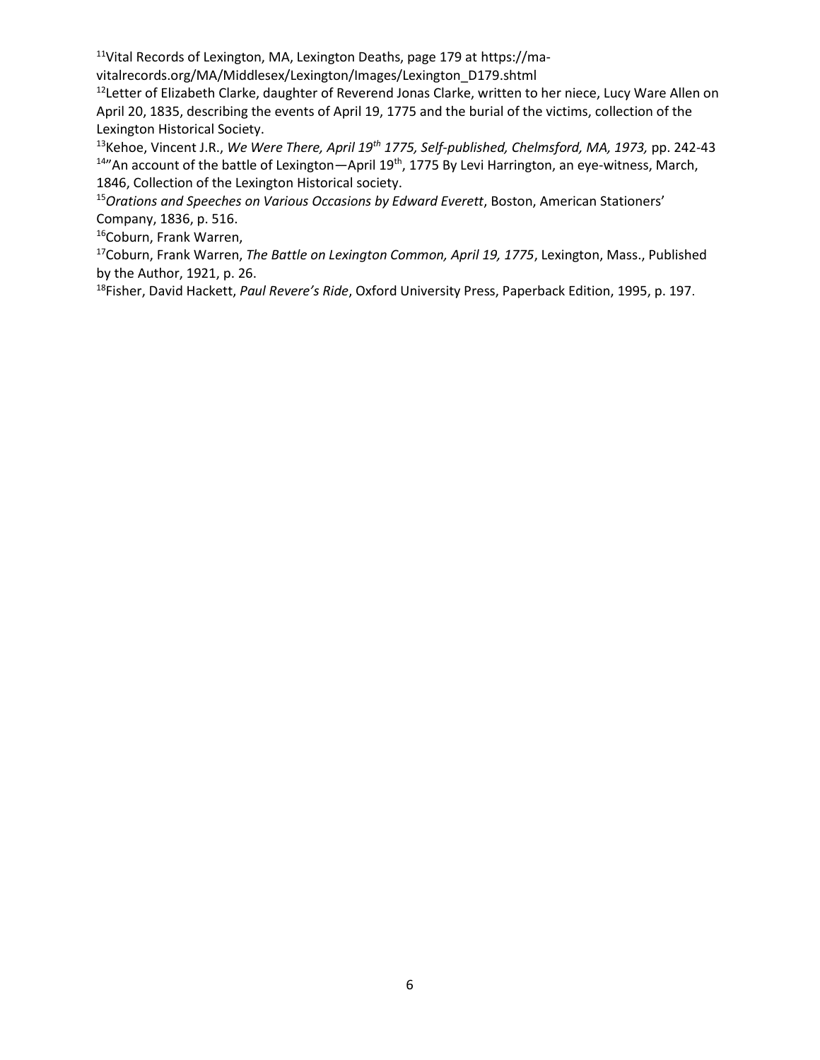[11]Vital Records of Lexington, MA, Lexington Deaths, page 179 at https://ma-vitalrecords.org/MA/Middlesex/Lexington/Images/Lexington_D179.shtml

[12]Letter of Elizabeth Clarke, daughter of Reverend Jonas Clarke, written to her niece, Lucy Ware Allen on April 20, 1835, describing the events of April 19, 1775 and the burial of the victims, collection of the Lexington Historical Society.

[13]Kehoe, Vincent J.R., *We Were There, April 19th 1775, Self-published, Chelmsford, MA, 1973,* pp. 242-43

[14]"An account of the battle of Lexington—April 19th, 1775 By Levi Harrington, an eye-witness, March, 1846, Collection of the Lexington Historical society.

[15]*Orations and Speeches on Various Occasions by Edward Everett*, Boston, American Stationers' Company, 1836, p. 516.

[16]Coburn, Frank Warren,

[17]Coburn, Frank Warren, *The Battle on Lexington Common, April 19, 1775*, Lexington, Mass., Published by the Author, 1921, p. 26.

[18]Fisher, David Hackett, *Paul Revere's Ride*, Oxford University Press, Paperback Edition, 1995, p. 197.